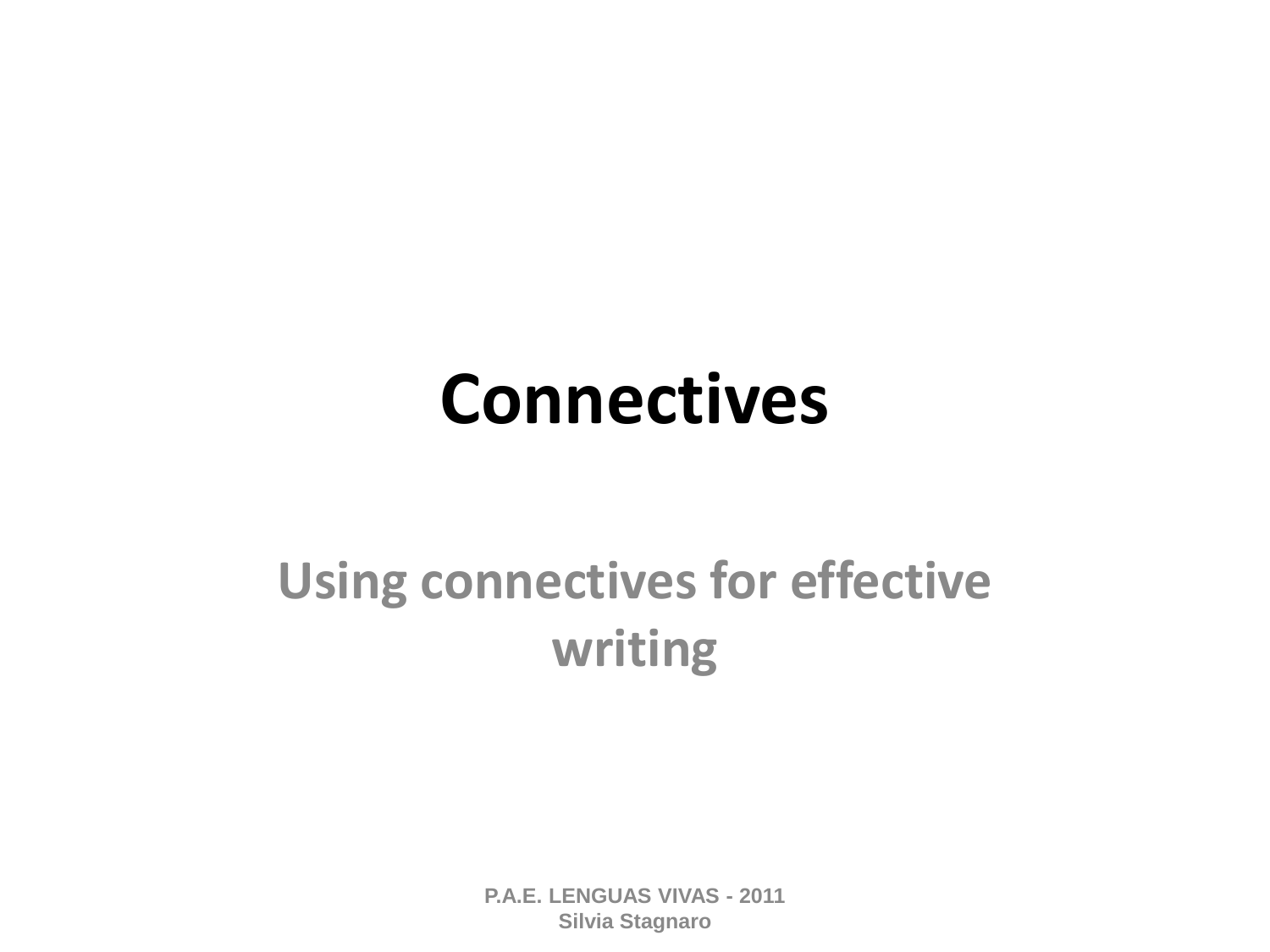# Connectives

## Using connectives for effective writing

P.A.E. LENGUAS VIVAS - 2011
Silvia Stagnaro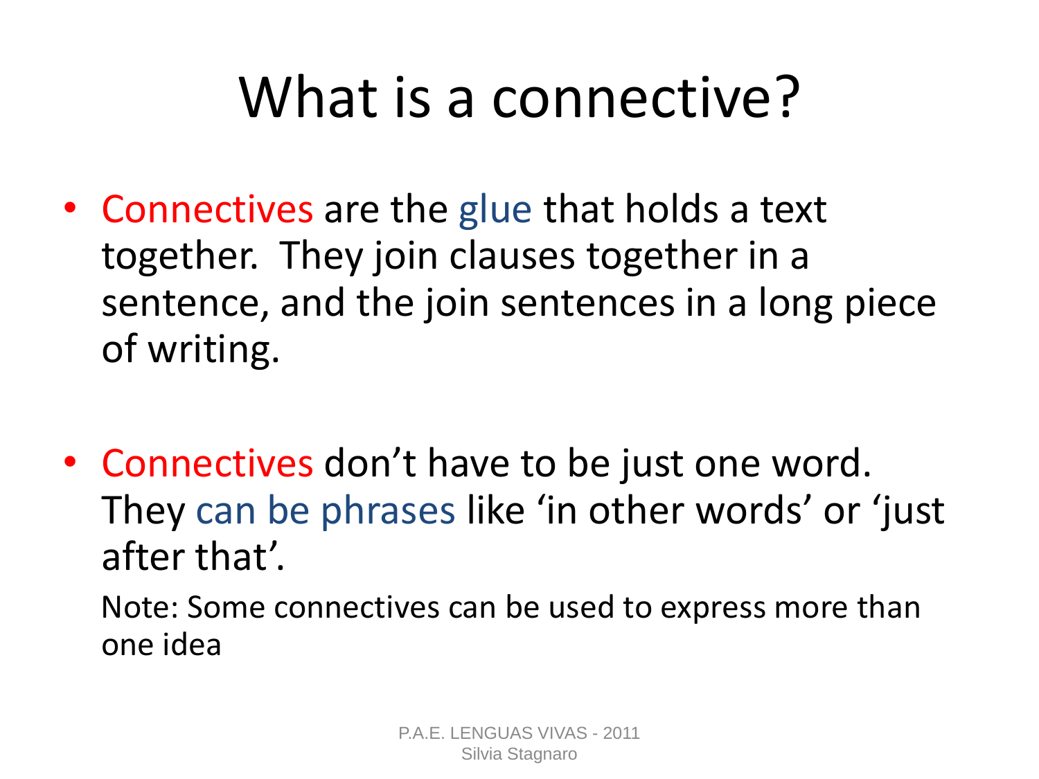# What is a connective?

- Connectives are the glue that holds a text together. They join clauses together in a sentence, and the join sentences in a long piece of writing.

- Connectives don't have to be just one word. They can be phrases like 'in other words' or 'just after that'.

  Note: Some connectives can be used to express more than one idea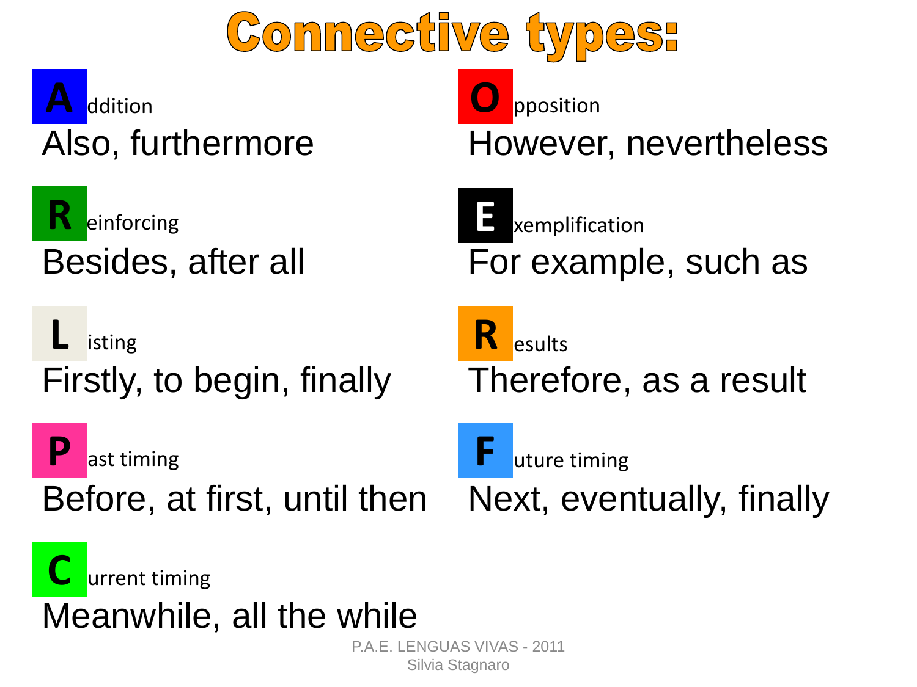# Connective types:

**A**ddition
Also, furthermore

**R**einforcing
Besides, after all

**L**isting
Firstly, to begin, finally

**P**ast timing
Before, at first, until then

**C**urrent timing
Meanwhile, all the while

**O**pposition
However, nevertheless

**E**xemplification
For example, such as

**R**esults
Therefore, as a result

**F**uture timing
Next, eventually, finally

P.A.E. LENGUAS VIVAS - 2011
Silvia Stagnaro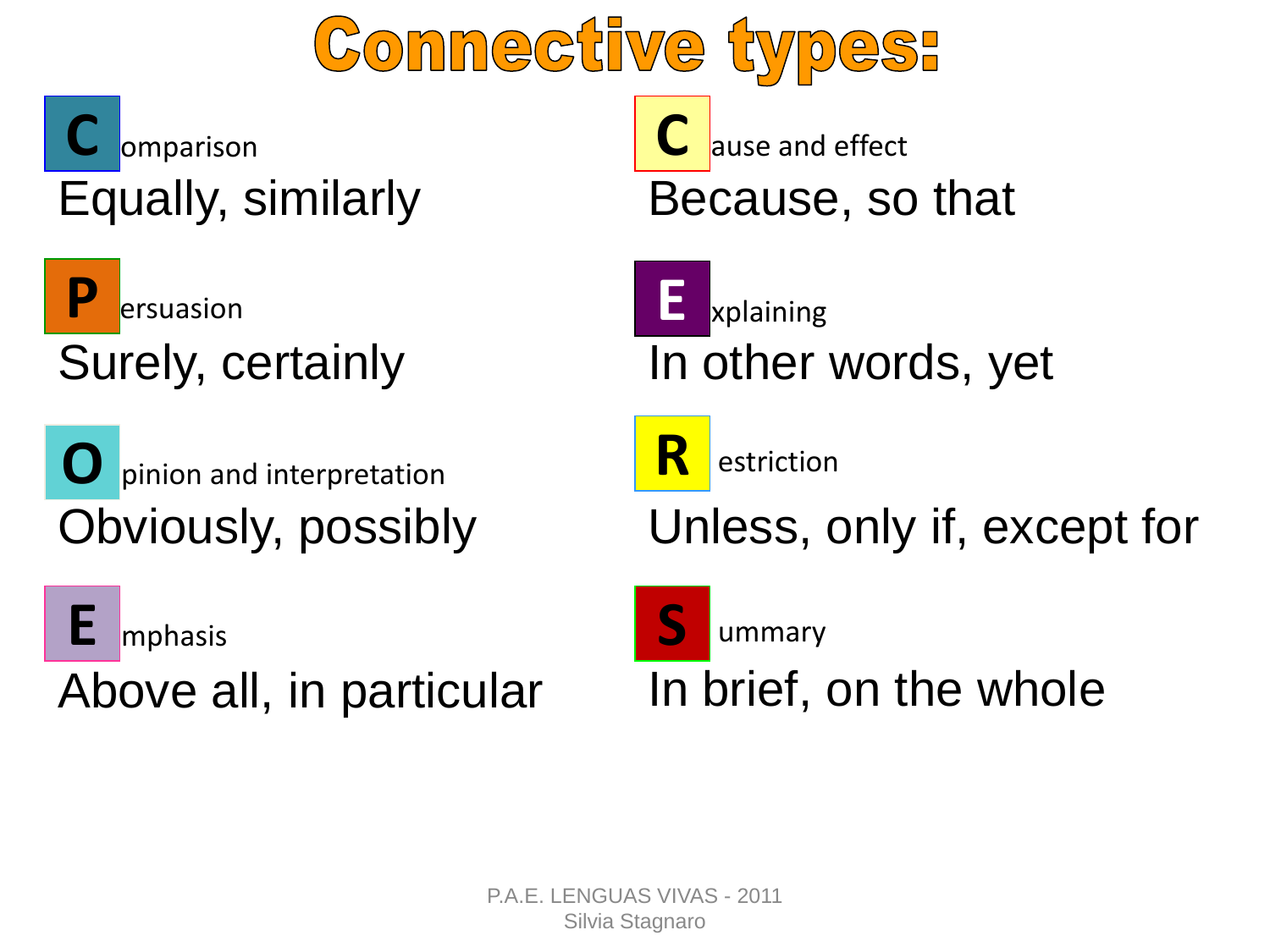# Connective types:

**C**omparison
Equally, similarly

**P**ersuasion
Surely, certainly

**O**pinion and interpretation
Obviously, possibly

**E**mphasis
Above all, in particular

**C**ause and effect
Because, so that

**E**xplaining
In other words, yet

**R**estriction
Unless, only if, except for

**S**ummary
In brief, on the whole

P.A.E. LENGUAS VIVAS - 2011
Silvia Stagnaro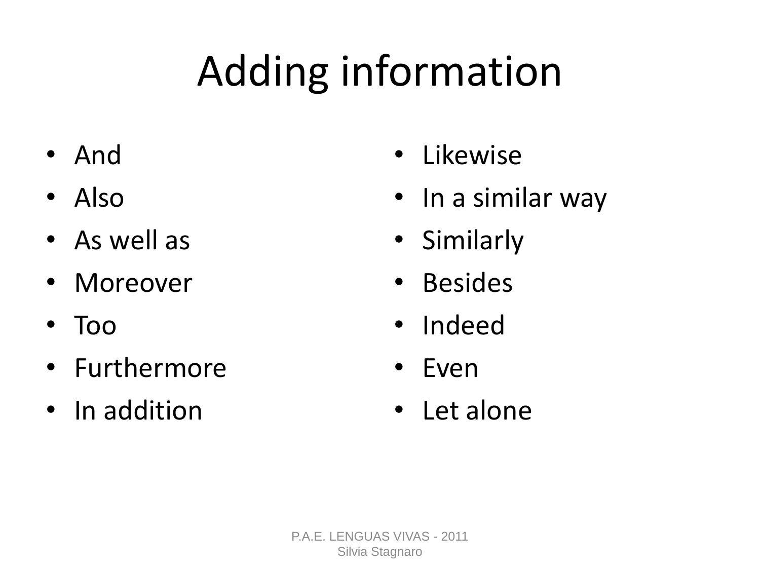# Adding information

- And
- Also
- As well as
- Moreover
- Too
- Furthermore
- In addition
- Likewise
- In a similar way
- Similarly
- Besides
- Indeed
- Even
- Let alone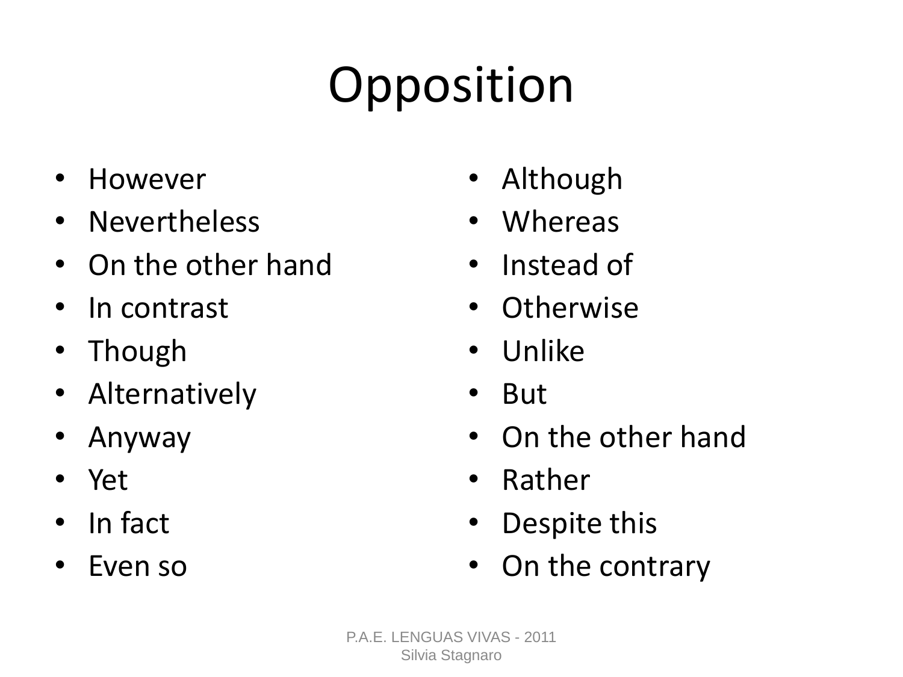# Opposition

- However
- Nevertheless
- On the other hand
- In contrast
- Though
- Alternatively
- Anyway
- Yet
- In fact
- Even so

- Although
- Whereas
- Instead of
- Otherwise
- Unlike
- But
- On the other hand
- Rather
- Despite this
- On the contrary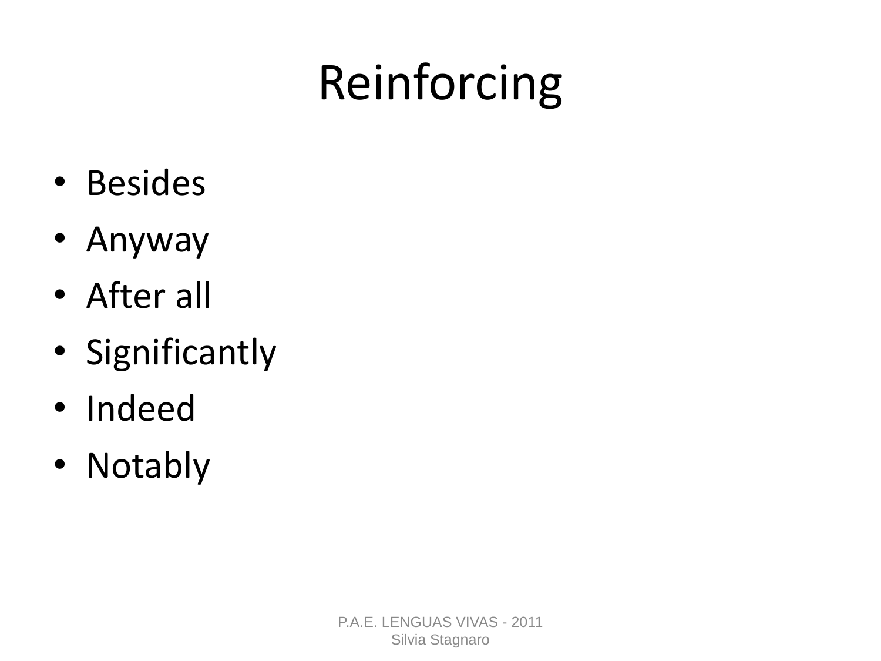# Reinforcing

- Besides
- Anyway
- After all
- Significantly
- Indeed
- Notably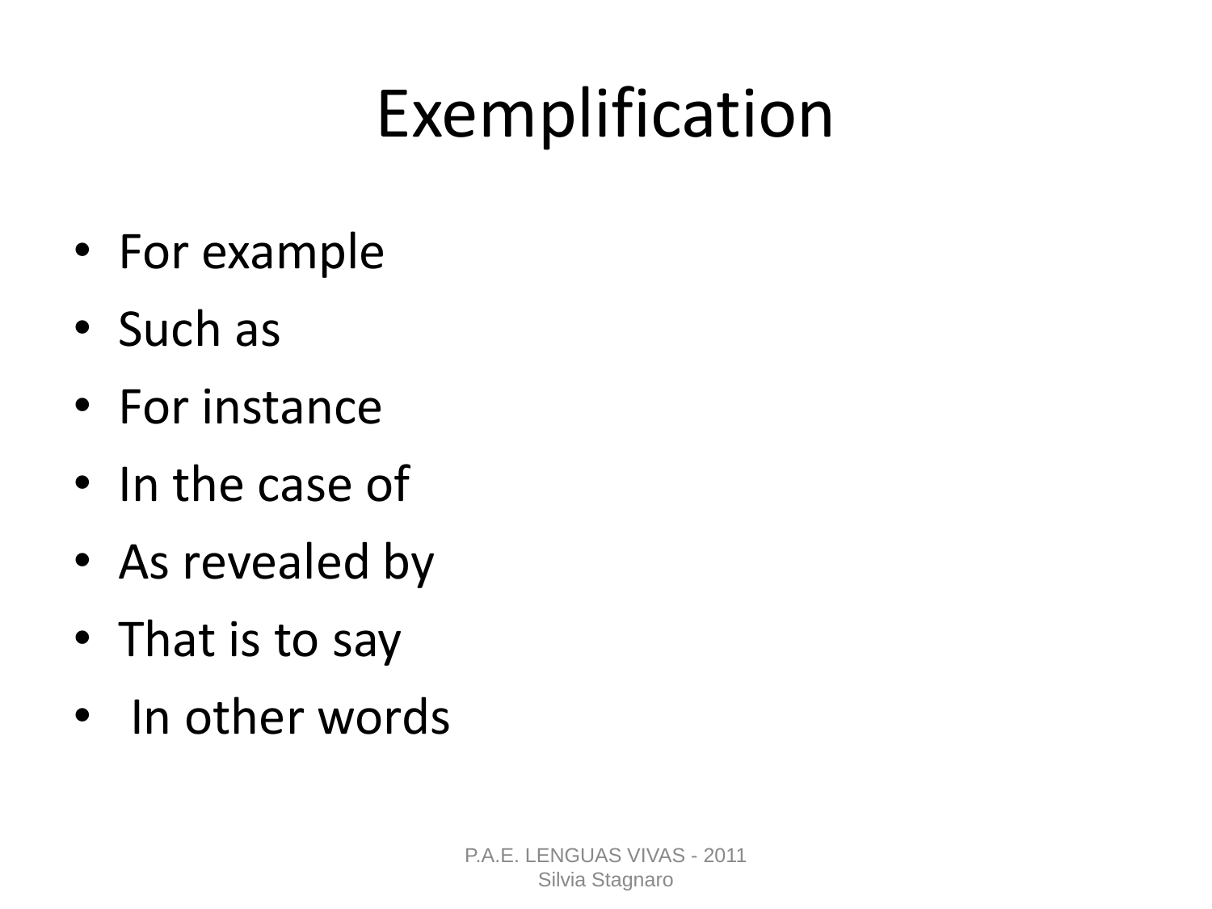# Exemplification

- For example
- Such as
- For instance
- In the case of
- As revealed by
- That is to say
- In other words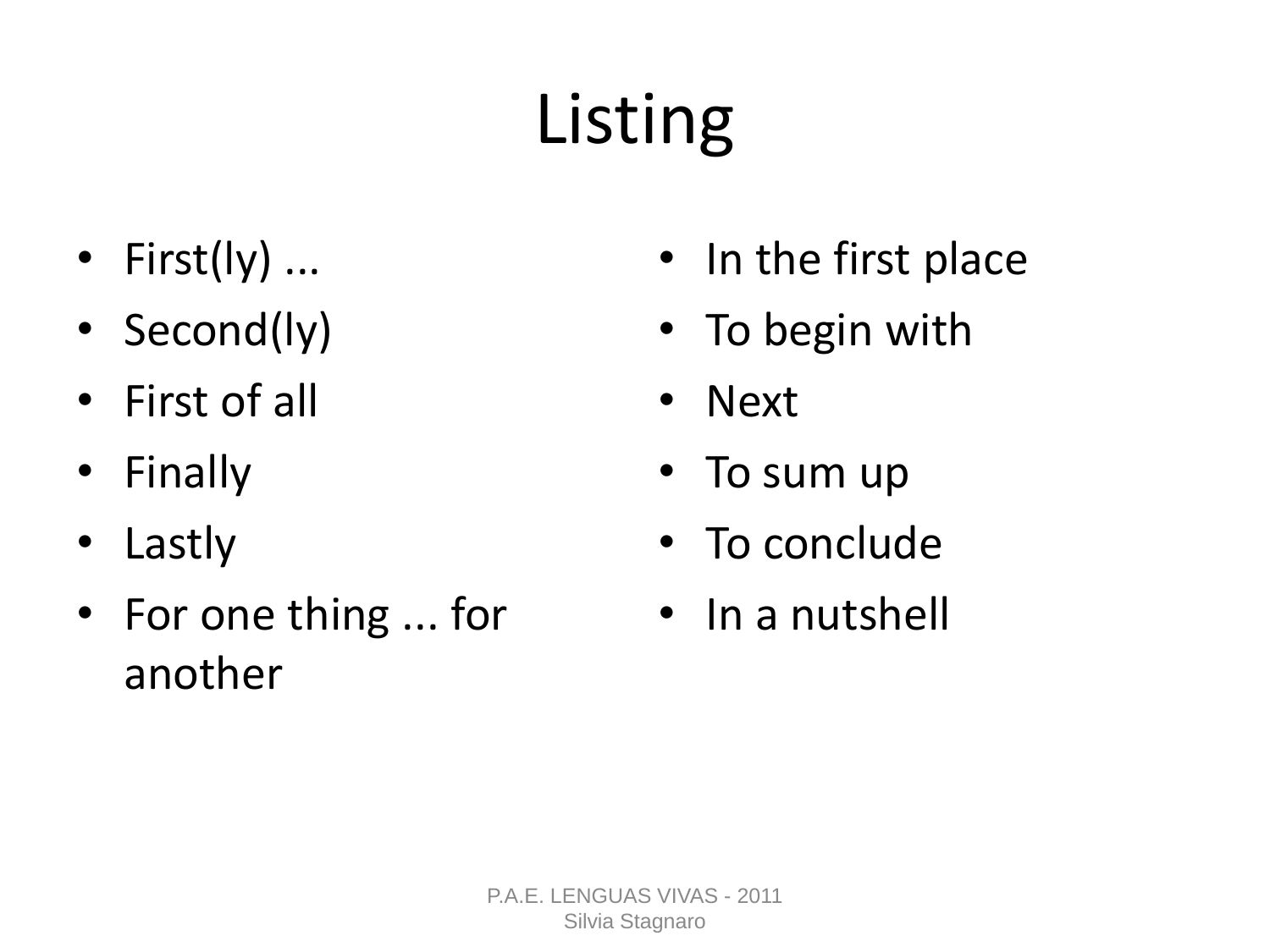# Listing

- First(ly) ...
- Second(ly)
- First of all
- Finally
- Lastly
- For one thing ... for another
- In the first place
- To begin with
- Next
- To sum up
- To conclude
- In a nutshell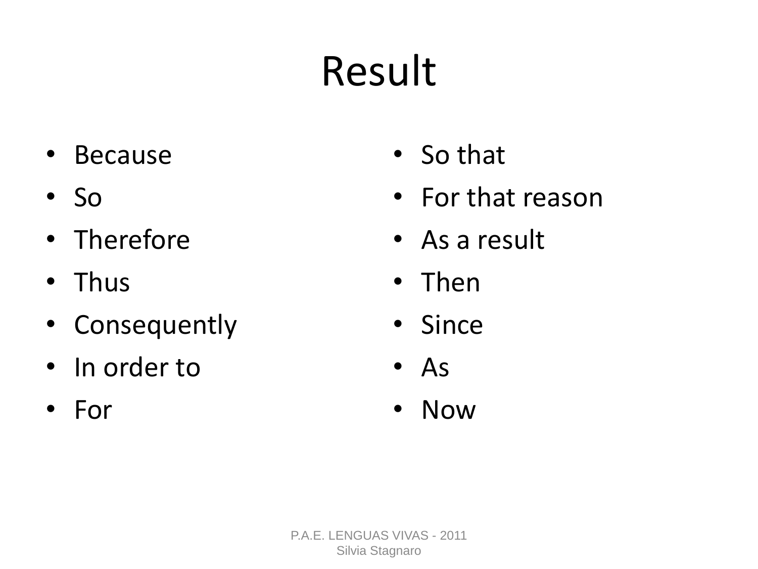# Result

- Because
- So
- Therefore
- Thus
- Consequently
- In order to
- For
- So that
- For that reason
- As a result
- Then
- Since
- As
- Now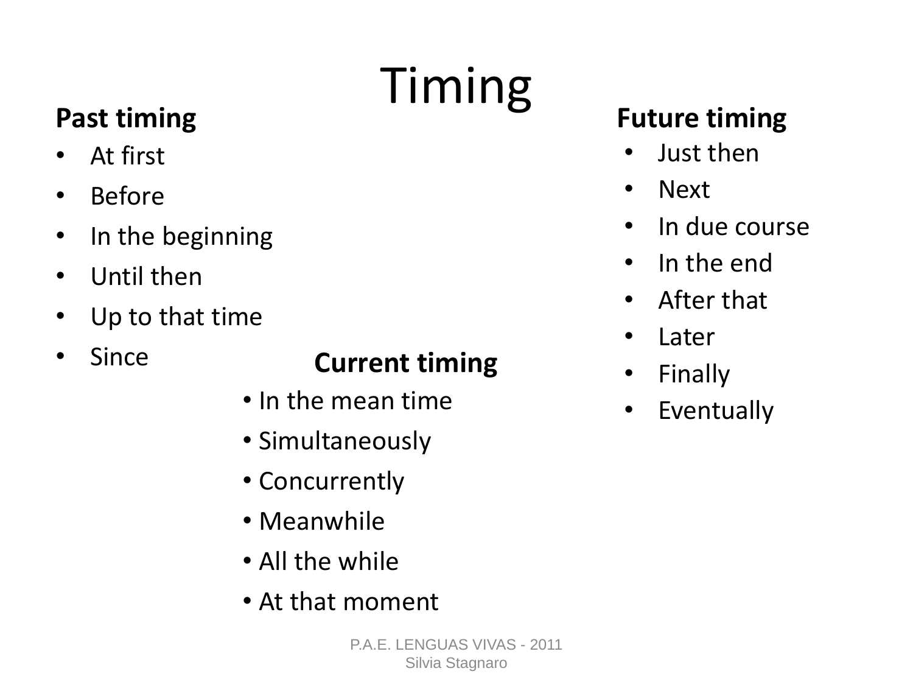# Timing

**Past timing**

- At first
- Before
- In the beginning
- Until then
- Up to that time
- Since

**Current timing**

- In the mean time
- Simultaneously
- Concurrently
- Meanwhile
- All the while
- At that moment

**Future timing**

- Just then
- Next
- In due course
- In the end
- After that
- Later
- Finally
- Eventually

P.A.E. LENGUAS VIVAS - 2011
Silvia Stagnaro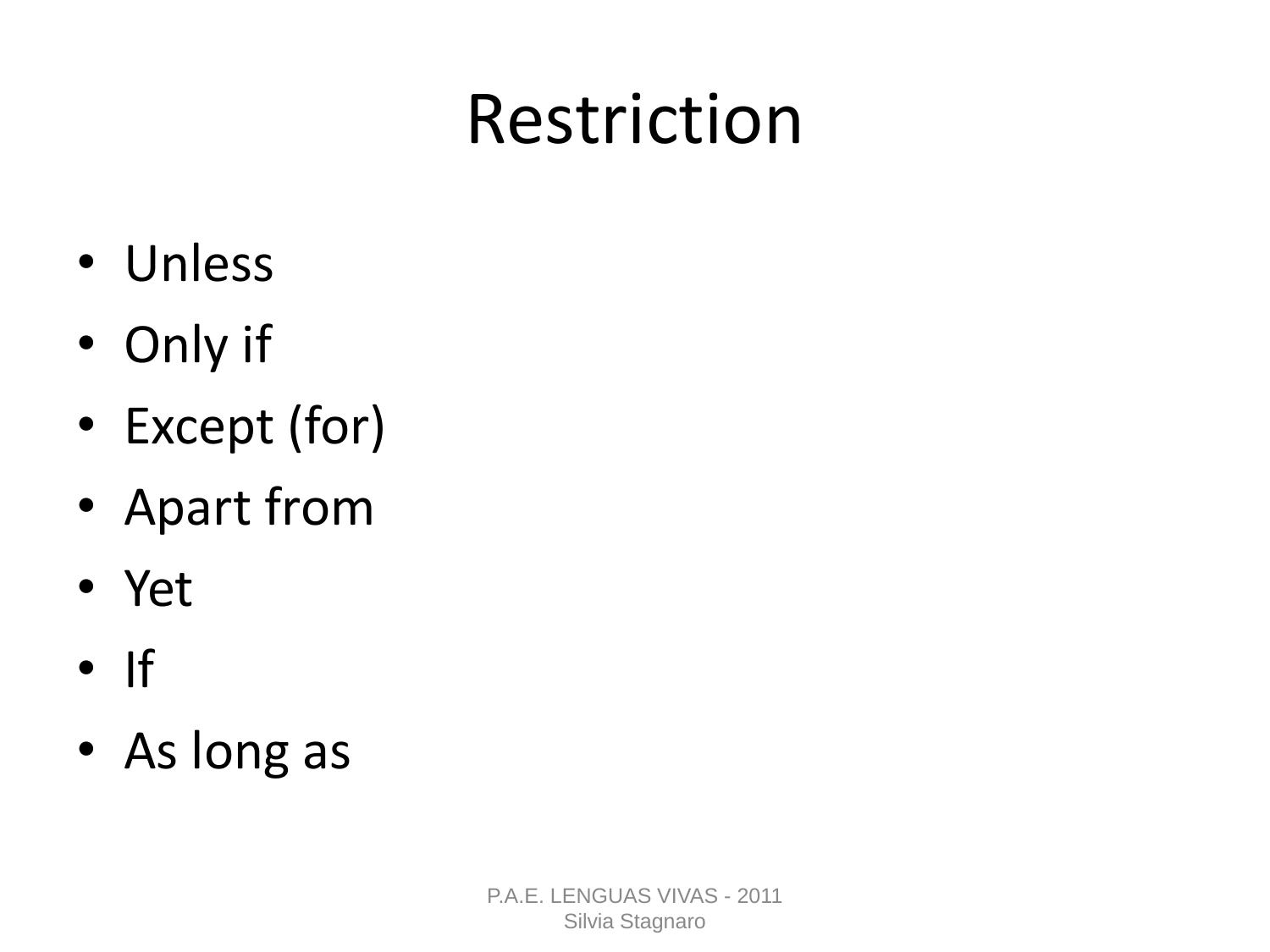# Restriction

- Unless
- Only if
- Except (for)
- Apart from
- Yet
- If
- As long as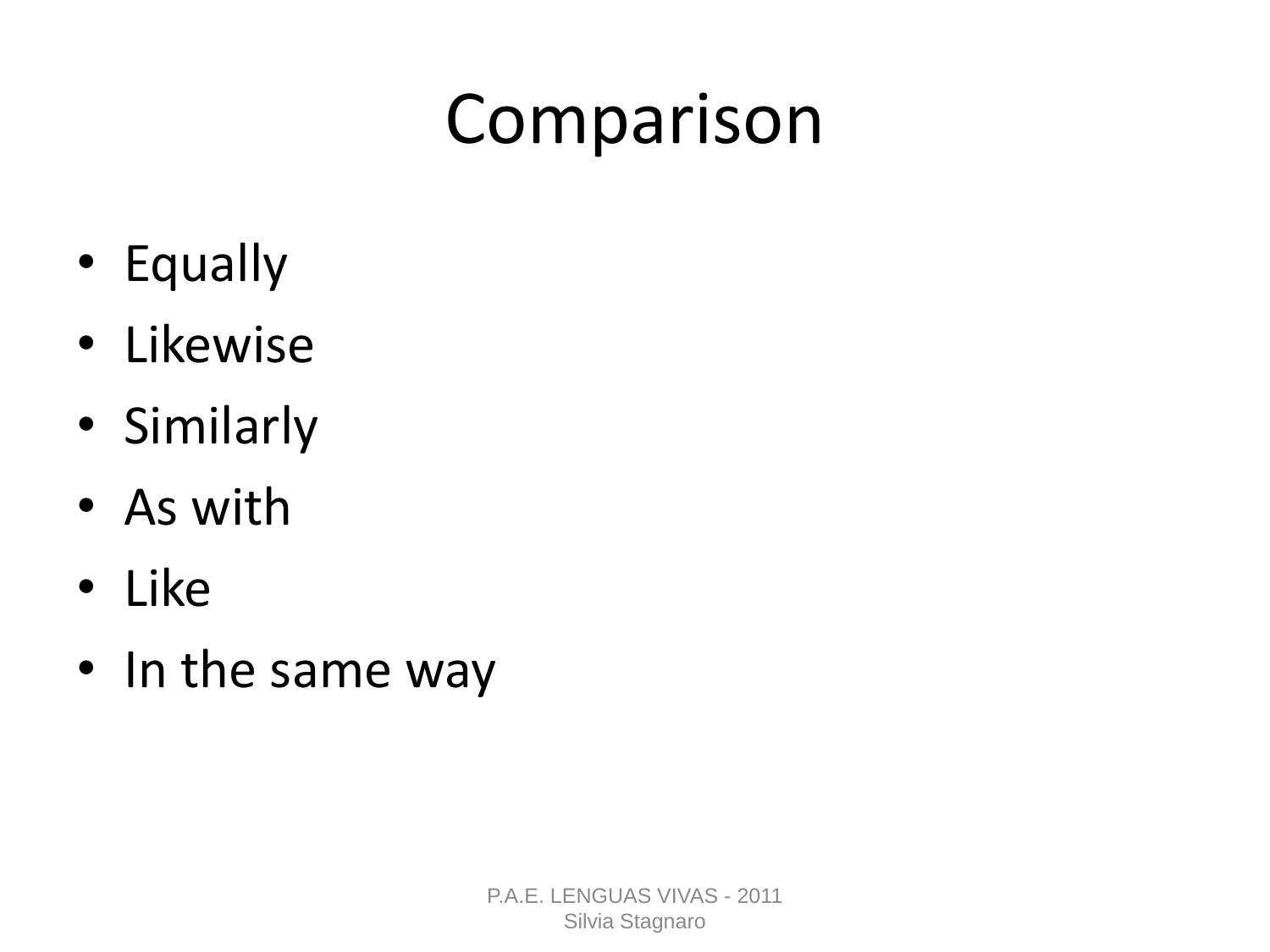# Comparison

- Equally
- Likewise
- Similarly
- As with
- Like
- In the same way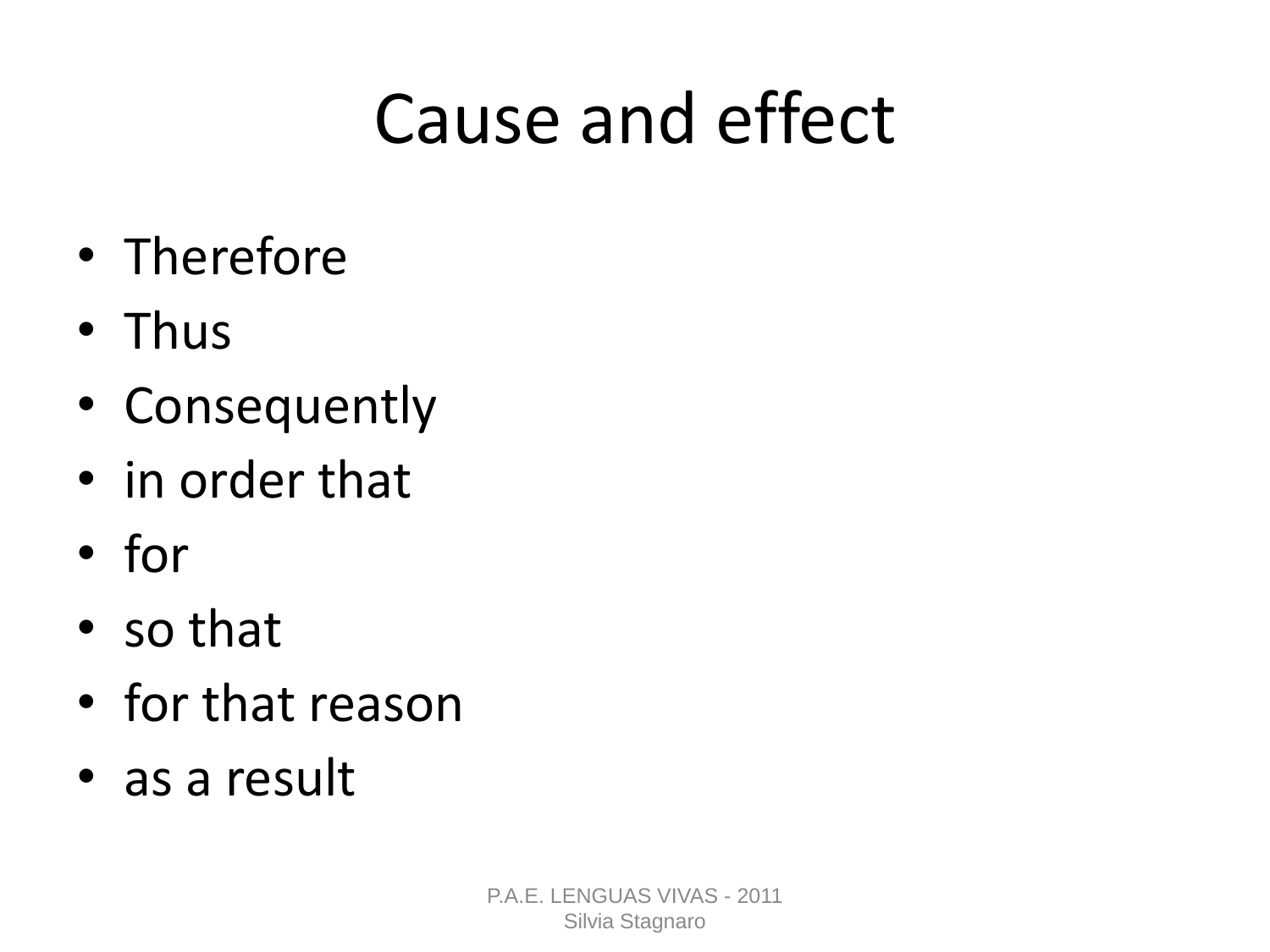# Cause and effect

- Therefore
- Thus
- Consequently
- in order that
- for
- so that
- for that reason
- as a result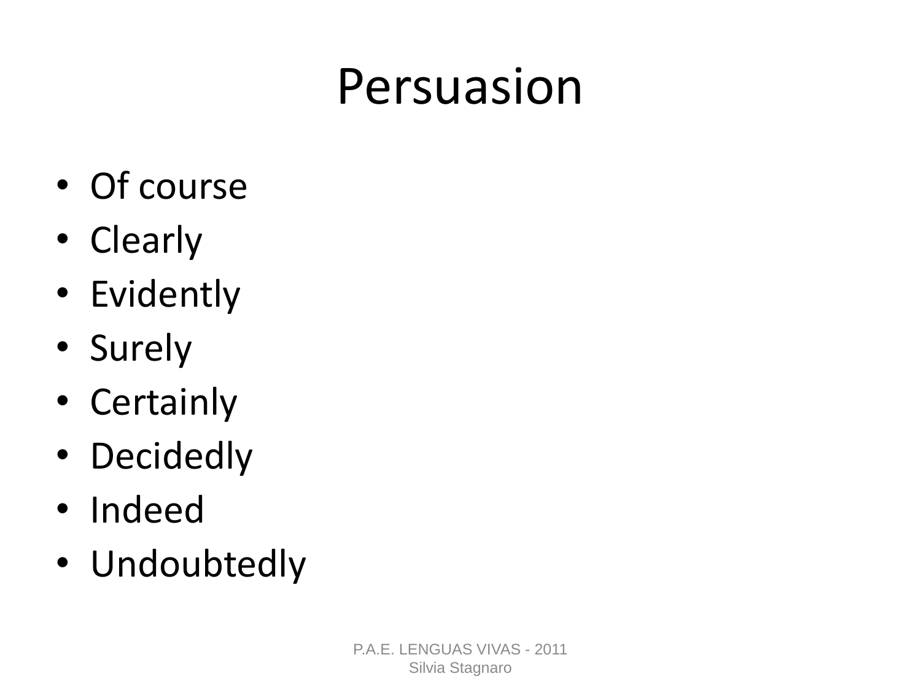# Persuasion

- Of course
- Clearly
- Evidently
- Surely
- Certainly
- Decidedly
- Indeed
- Undoubtedly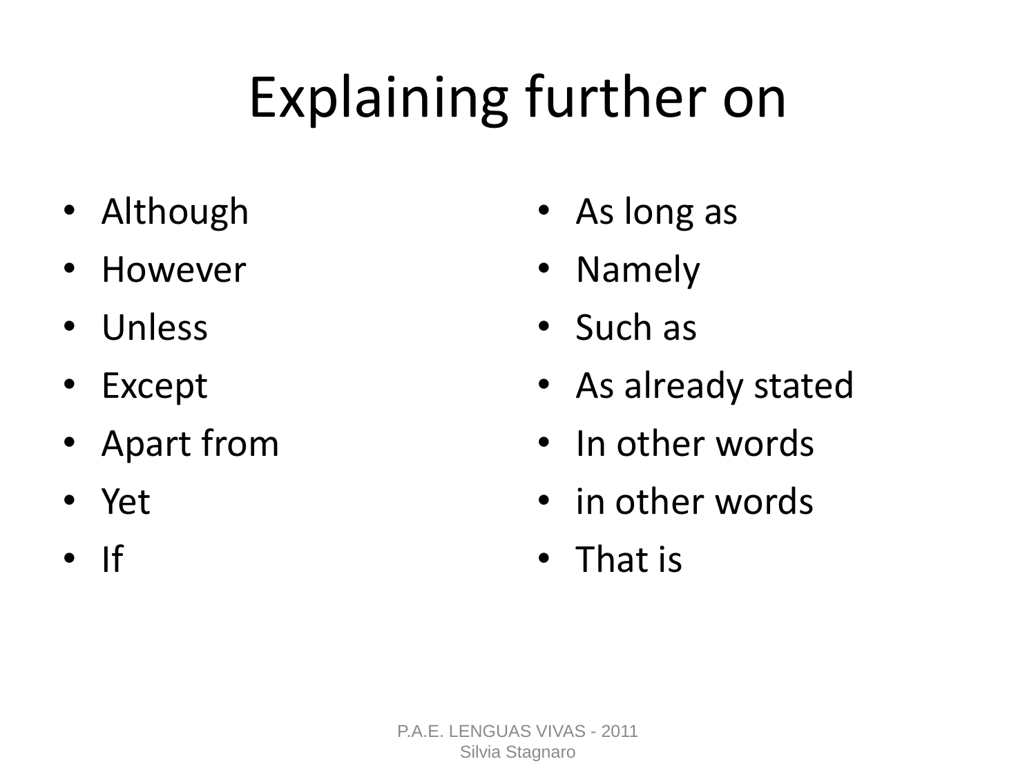# Explaining further on

- Although
- However
- Unless
- Except
- Apart from
- Yet
- If

- As long as
- Namely
- Such as
- As already stated
- In other words
- in other words
- That is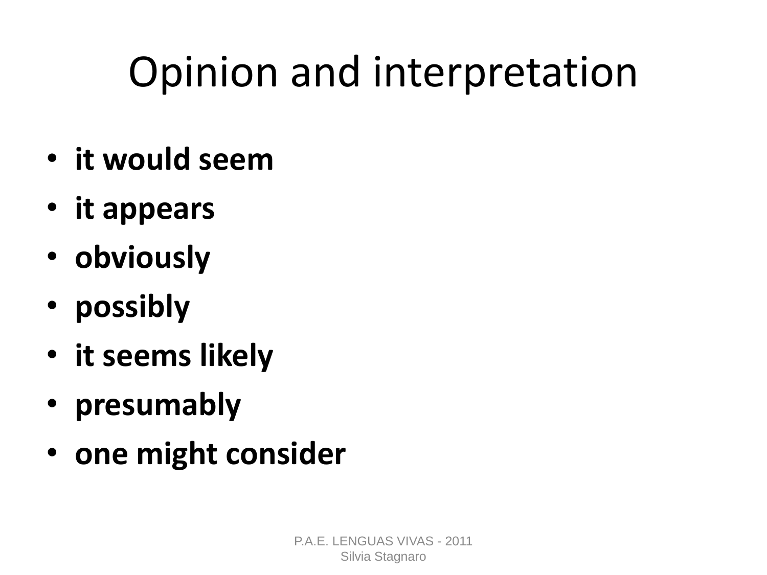# Opinion and interpretation

- **it would seem**
- **it appears**
- **obviously**
- **possibly**
- **it seems likely**
- **presumably**
- **one might consider**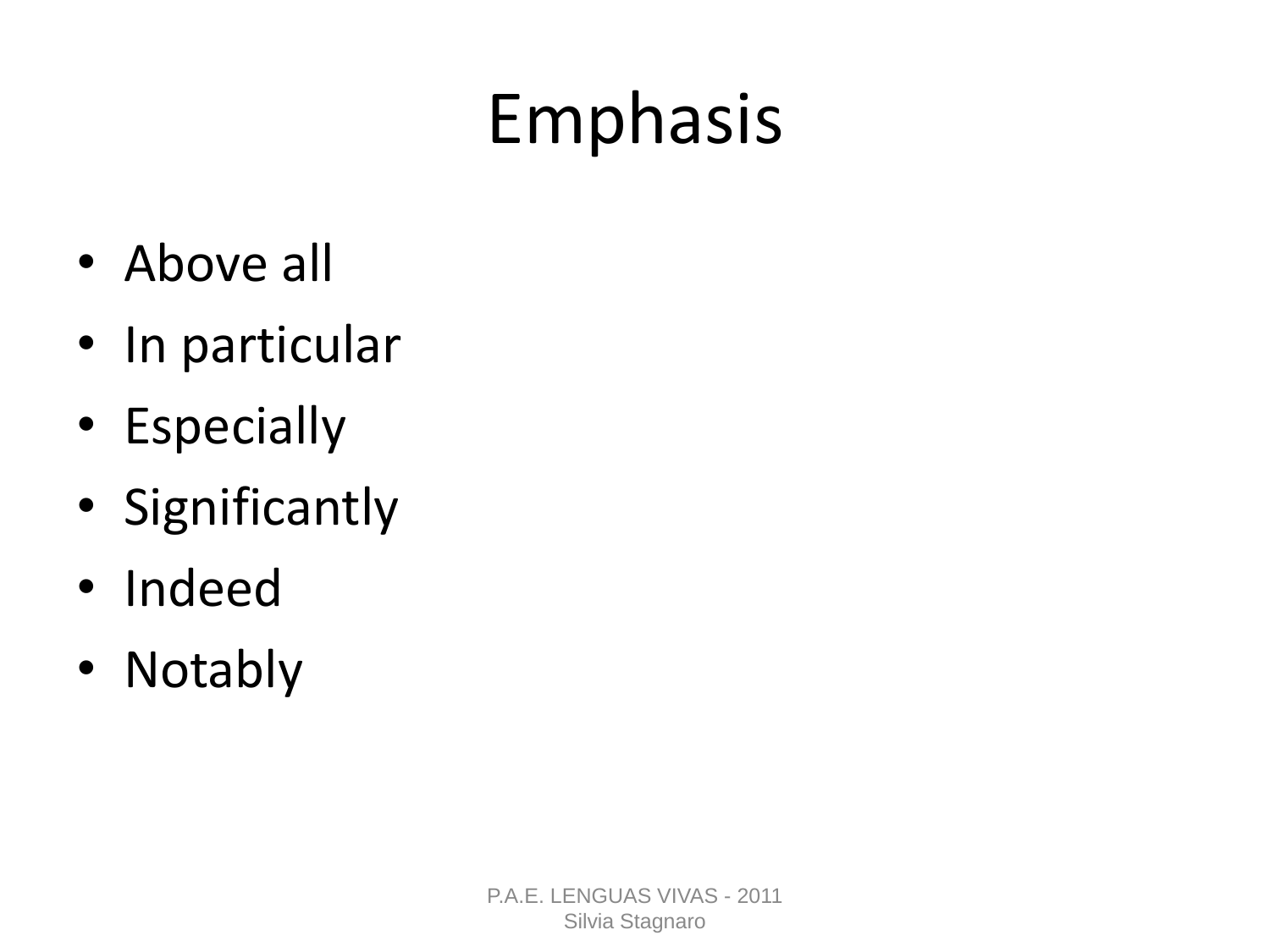# Emphasis

- Above all
- In particular
- Especially
- Significantly
- Indeed
- Notably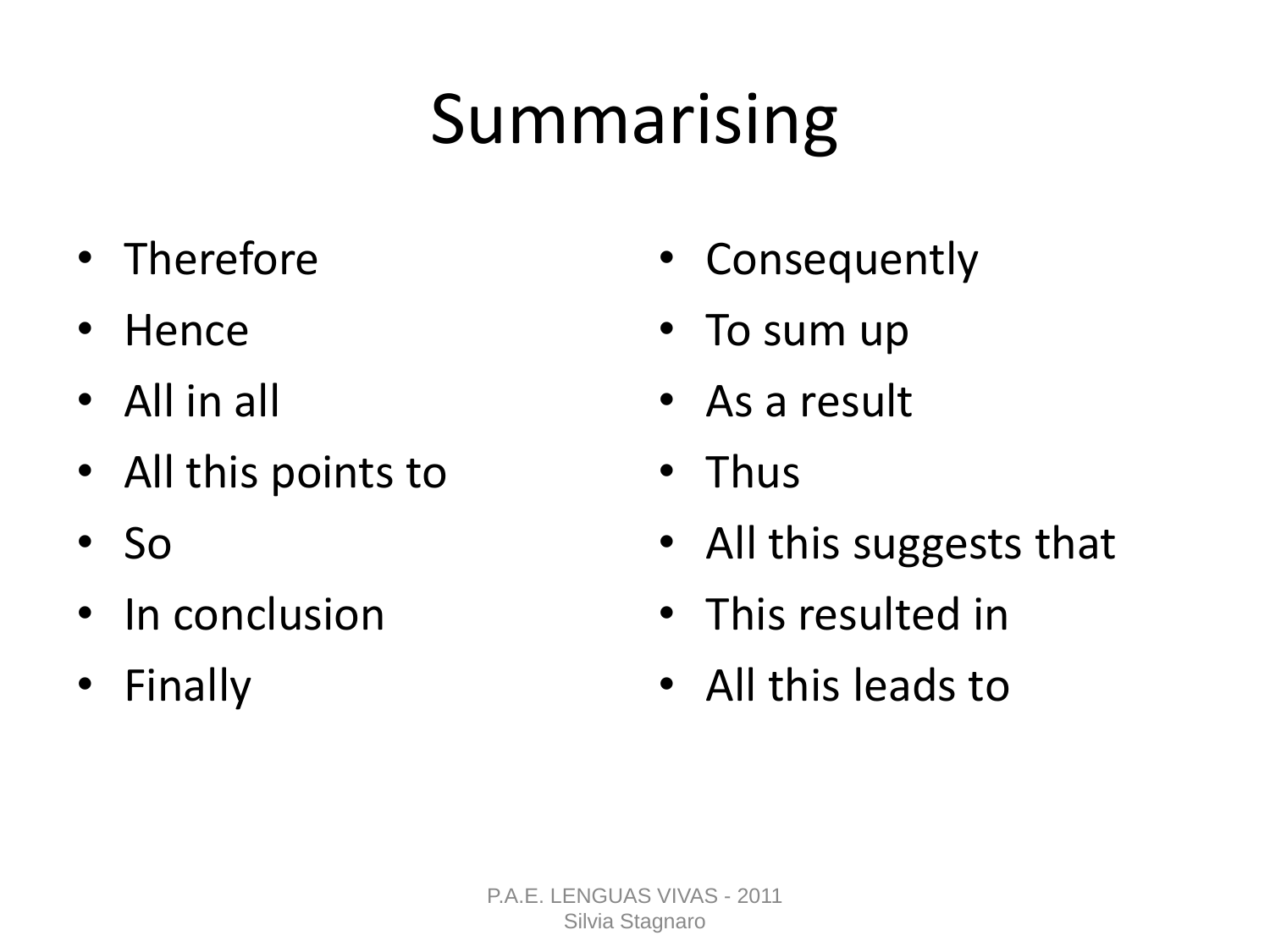# Summarising

- Therefore
- Hence
- All in all
- All this points to
- So
- In conclusion
- Finally
- Consequently
- To sum up
- As a result
- Thus
- All this suggests that
- This resulted in
- All this leads to